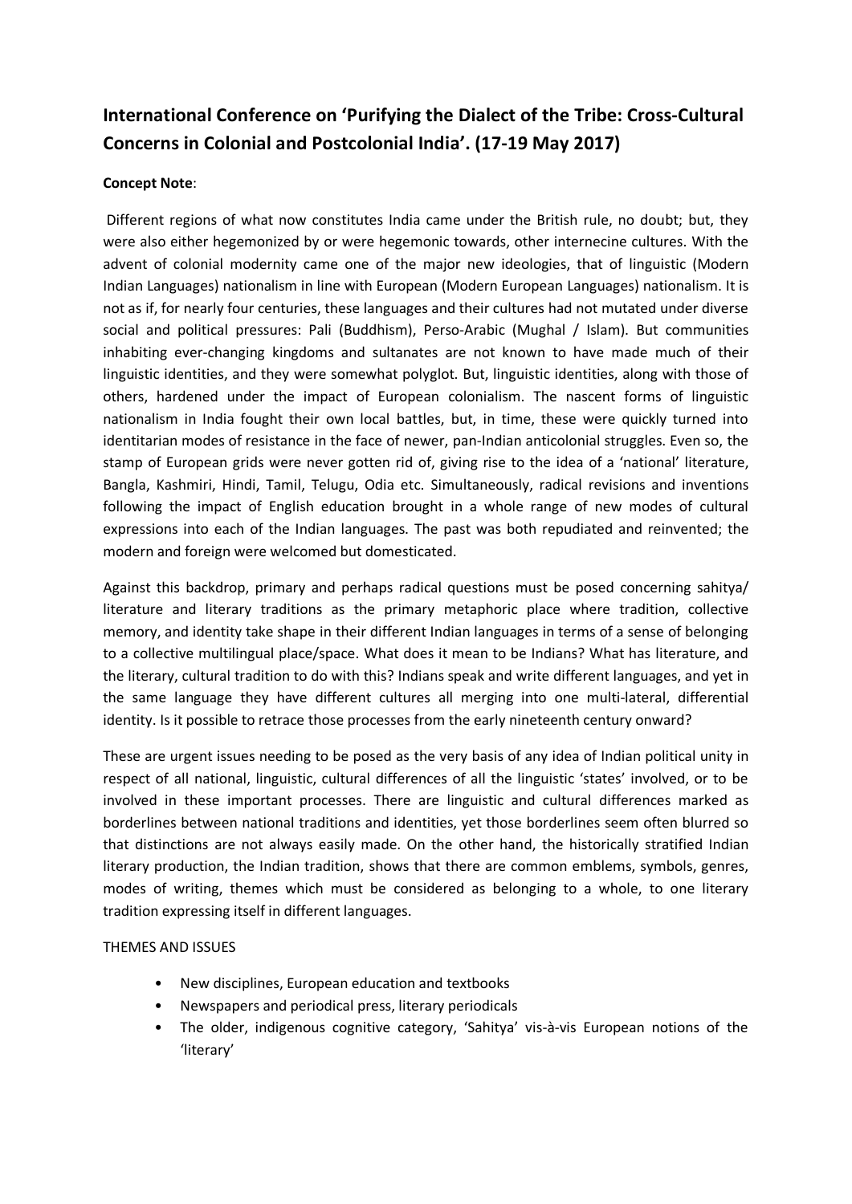# International Conference on 'Purifying the Dialect of the Tribe: Cross-Cultural Concerns in Colonial and Postcolonial India'. (17-19 May 2017)

**Concept Note**:

Different regions of what now constitutes India came under the British rule, no doubt; but, they were also either hegemonized by or were hegemonic towards, other internecine cultures. With the advent of colonial modernity came one of the major new ideologies, that of linguistic (Modern Indian Languages) nationalism in line with European (Modern European Languages) nationalism. It is not as if, for nearly four centuries, these languages and their cultures had not mutated under diverse social and political pressures: Pali (Buddhism), Perso-Arabic (Mughal / Islam). But communities inhabiting ever-changing kingdoms and sultanates are not known to have made much of their linguistic identities, and they were somewhat polyglot. But, linguistic identities, along with those of others, hardened under the impact of European colonialism. The nascent forms of linguistic nationalism in India fought their own local battles, but, in time, these were quickly turned into identitarian modes of resistance in the face of newer, pan-Indian anticolonial struggles. Even so, the stamp of European grids were never gotten rid of, giving rise to the idea of a 'national' literature, Bangla, Kashmiri, Hindi, Tamil, Telugu, Odia etc. Simultaneously, radical revisions and inventions following the impact of English education brought in a whole range of new modes of cultural expressions into each of the Indian languages. The past was both repudiated and reinvented; the modern and foreign were welcomed but domesticated.

Against this backdrop, primary and perhaps radical questions must be posed concerning sahitya/ literature and literary traditions as the primary metaphoric place where tradition, collective memory, and identity take shape in their different Indian languages in terms of a sense of belonging to a collective multilingual place/space. What does it mean to be Indians? What has literature, and the literary, cultural tradition to do with this? Indians speak and write different languages, and yet in the same language they have different cultures all merging into one multi-lateral, differential identity. Is it possible to retrace those processes from the early nineteenth century onward?

These are urgent issues needing to be posed as the very basis of any idea of Indian political unity in respect of all national, linguistic, cultural differences of all the linguistic 'states' involved, or to be involved in these important processes. There are linguistic and cultural differences marked as borderlines between national traditions and identities, yet those borderlines seem often blurred so that distinctions are not always easily made. On the other hand, the historically stratified Indian literary production, the Indian tradition, shows that there are common emblems, symbols, genres, modes of writing, themes which must be considered as belonging to a whole, to one literary tradition expressing itself in different languages.

THEMES AND ISSUES

- New disciplines, European education and textbooks
- Newspapers and periodical press, literary periodicals
- The older, indigenous cognitive category, 'Sahitya' vis-à-vis European notions of the 'literary'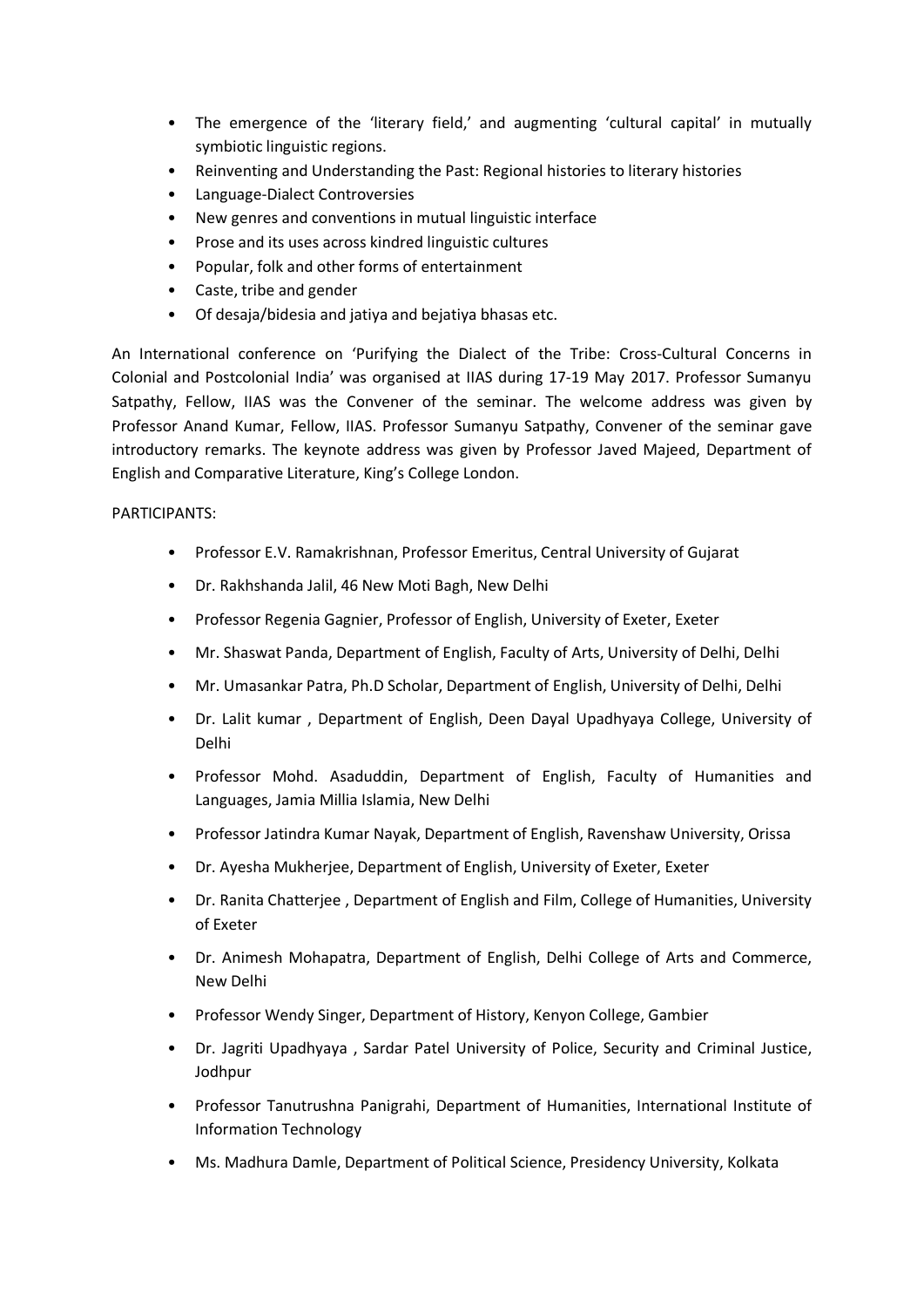- The emergence of the 'literary field,' and augmenting 'cultural capital' in mutually symbiotic linguistic regions.
- Reinventing and Understanding the Past: Regional histories to literary histories
- Language-Dialect Controversies
- New genres and conventions in mutual linguistic interface
- Prose and its uses across kindred linguistic cultures
- Popular, folk and other forms of entertainment
- Caste, tribe and gender
- Of desaja/bidesia and jatiya and bejatiya bhasas etc.

An International conference on 'Purifying the Dialect of the Tribe: Cross-Cultural Concerns in Colonial and Postcolonial India' was organised at IIAS during 17-19 May 2017. Professor Sumanyu Satpathy, Fellow, IIAS was the Convener of the seminar. The welcome address was given by Professor Anand Kumar, Fellow, IIAS. Professor Sumanyu Satpathy, Convener of the seminar gave introductory remarks. The keynote address was given by Professor Javed Majeed, Department of English and Comparative Literature, King's College London.

PARTICIPANTS:

- Professor E.V. Ramakrishnan, Professor Emeritus, Central University of Gujarat
- Dr. Rakhshanda Jalil, 46 New Moti Bagh, New Delhi
- Professor Regenia Gagnier, Professor of English, University of Exeter, Exeter
- Mr. Shaswat Panda, Department of English, Faculty of Arts, University of Delhi, Delhi
- Mr. Umasankar Patra, Ph.D Scholar, Department of English, University of Delhi, Delhi
- Dr. Lalit kumar , Department of English, Deen Dayal Upadhyaya College, University of Delhi
- Professor Mohd. Asaduddin, Department of English, Faculty of Humanities and Languages, Jamia Millia Islamia, New Delhi
- Professor Jatindra Kumar Nayak, Department of English, Ravenshaw University, Orissa
- Dr. Ayesha Mukherjee, Department of English, University of Exeter, Exeter
- Dr. Ranita Chatterjee , Department of English and Film, College of Humanities, University of Exeter
- Dr. Animesh Mohapatra, Department of English, Delhi College of Arts and Commerce, New Delhi
- Professor Wendy Singer, Department of History, Kenyon College, Gambier
- Dr. Jagriti Upadhyaya , Sardar Patel University of Police, Security and Criminal Justice, Jodhpur
- Professor Tanutrushna Panigrahi, Department of Humanities, International Institute of Information Technology
- Ms. Madhura Damle, Department of Political Science, Presidency University, Kolkata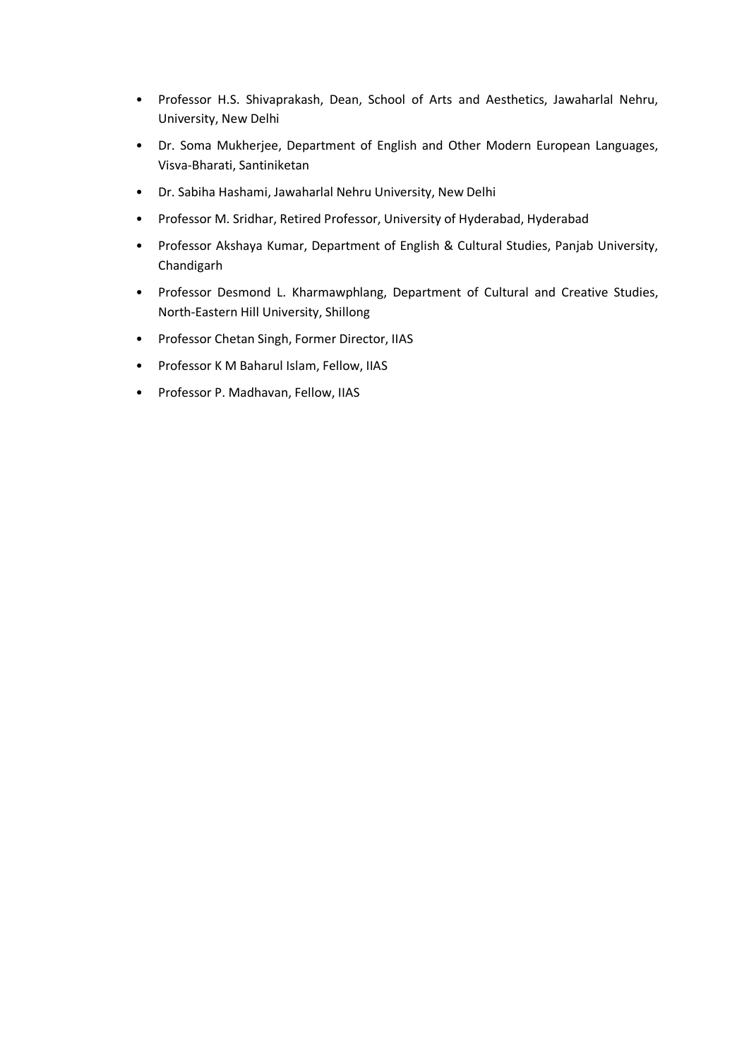- Professor H.S. Shivaprakash, Dean, School of Arts and Aesthetics, Jawaharlal Nehru, University, New Delhi
- Dr. Soma Mukherjee, Department of English and Other Modern European Languages, Visva-Bharati, Santiniketan
- Dr. Sabiha Hashami, Jawaharlal Nehru University, New Delhi
- Professor M. Sridhar, Retired Professor, University of Hyderabad, Hyderabad
- Professor Akshaya Kumar, Department of English & Cultural Studies, Panjab University, Chandigarh
- Professor Desmond L. Kharmawphlang, Department of Cultural and Creative Studies, North-Eastern Hill University, Shillong
- Professor Chetan Singh, Former Director, IIAS
- Professor K M Baharul Islam, Fellow, IIAS
- Professor P. Madhavan, Fellow, IIAS